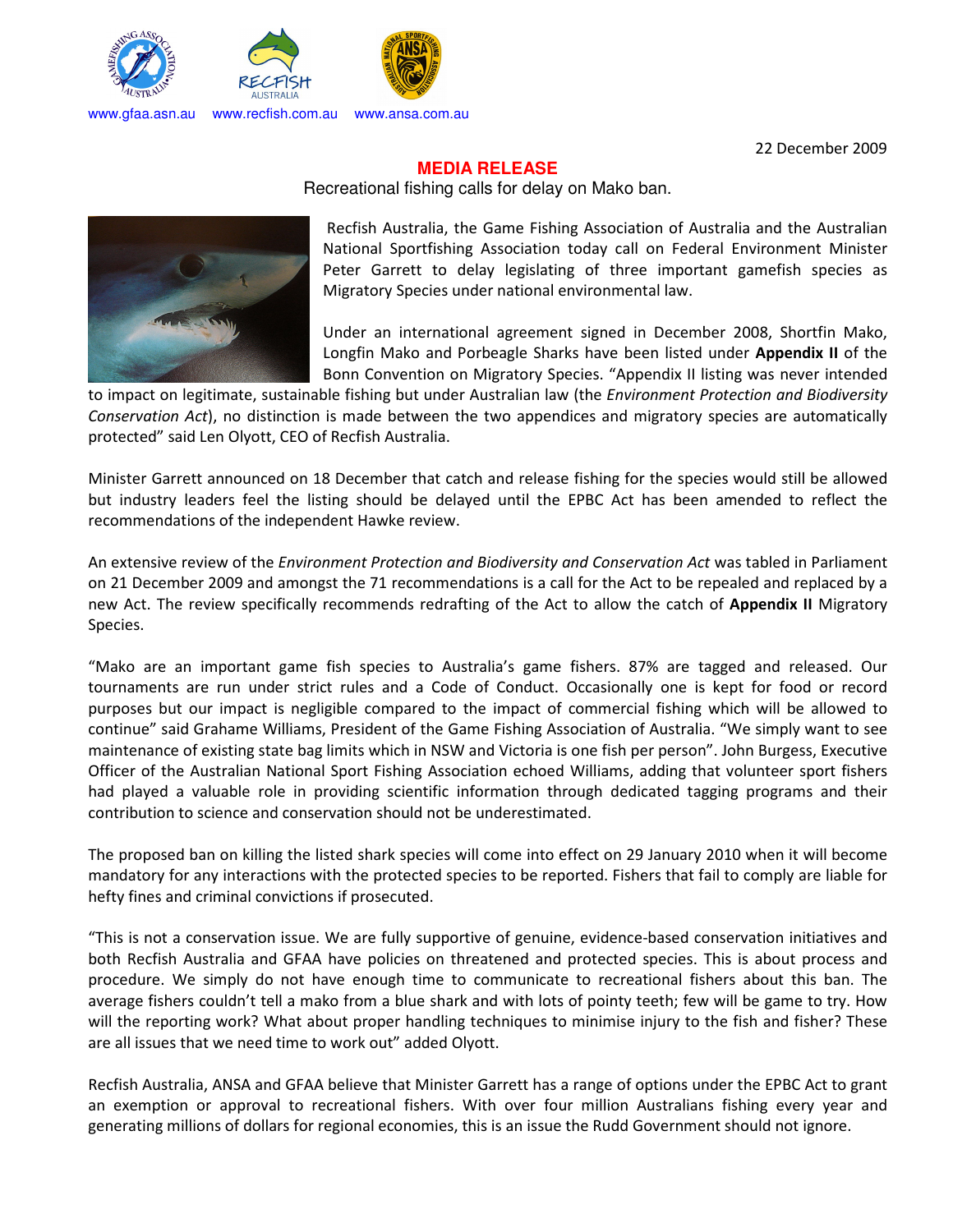www.gfaa.asn.au www.recfish.com.au www.ansa.com.au

22 December 2009

# MEDIA RELEASE

Recreational fishing calls for delay on Mako ban.

Recfish Australia, the Game Fishing Association of Australia and the Australian National Sportfishing Association today call on Federal Environment Minister Peter Garrett to delay legislating of three important gamefish species as Migratory Species under national environmental law.

Under an international agreement signed in December 2008, Shortfin Mako, Longfin Mako and Porbeagle Sharks have been listed under **Appendix II** of the Bonn Convention on Migratory Species. "Appendix II listing was never intended to impact on legitimate, sustainable fishing but under Australian law (the *Environment Protection and Biodiversity Conservation Act*), no distinction is made between the two appendices and migratory species are automatically protected" said Len Olyott, CEO of Recfish Australia.

Minister Garrett announced on 18 December that catch and release fishing for the species would still be allowed but industry leaders feel the listing should be delayed until the EPBC Act has been amended to reflect the recommendations of the independent Hawke review.

An extensive review of the *Environment Protection and Biodiversity and Conservation Act* was tabled in Parliament on 21 December 2009 and amongst the 71 recommendations is a call for the Act to be repealed and replaced by a new Act. The review specifically recommends redrafting of the Act to allow the catch of **Appendix II** Migratory Species.

"Mako are an important game fish species to Australia's game fishers. 87% are tagged and released. Our tournaments are run under strict rules and a Code of Conduct. Occasionally one is kept for food or record purposes but our impact is negligible compared to the impact of commercial fishing which will be allowed to continue" said Grahame Williams, President of the Game Fishing Association of Australia. "We simply want to see maintenance of existing state bag limits which in NSW and Victoria is one fish per person". John Burgess, Executive Officer of the Australian National Sport Fishing Association echoed Williams, adding that volunteer sport fishers had played a valuable role in providing scientific information through dedicated tagging programs and their contribution to science and conservation should not be underestimated.

The proposed ban on killing the listed shark species will come into effect on 29 January 2010 when it will become mandatory for any interactions with the protected species to be reported. Fishers that fail to comply are liable for hefty fines and criminal convictions if prosecuted.

"This is not a conservation issue. We are fully supportive of genuine, evidence-based conservation initiatives and both Recfish Australia and GFAA have policies on threatened and protected species. This is about process and procedure. We simply do not have enough time to communicate to recreational fishers about this ban. The average fishers couldn't tell a mako from a blue shark and with lots of pointy teeth; few will be game to try. How will the reporting work? What about proper handling techniques to minimise injury to the fish and fisher? These are all issues that we need time to work out" added Olyott.

Recfish Australia, ANSA and GFAA believe that Minister Garrett has a range of options under the EPBC Act to grant an exemption or approval to recreational fishers. With over four million Australians fishing every year and generating millions of dollars for regional economies, this is an issue the Rudd Government should not ignore.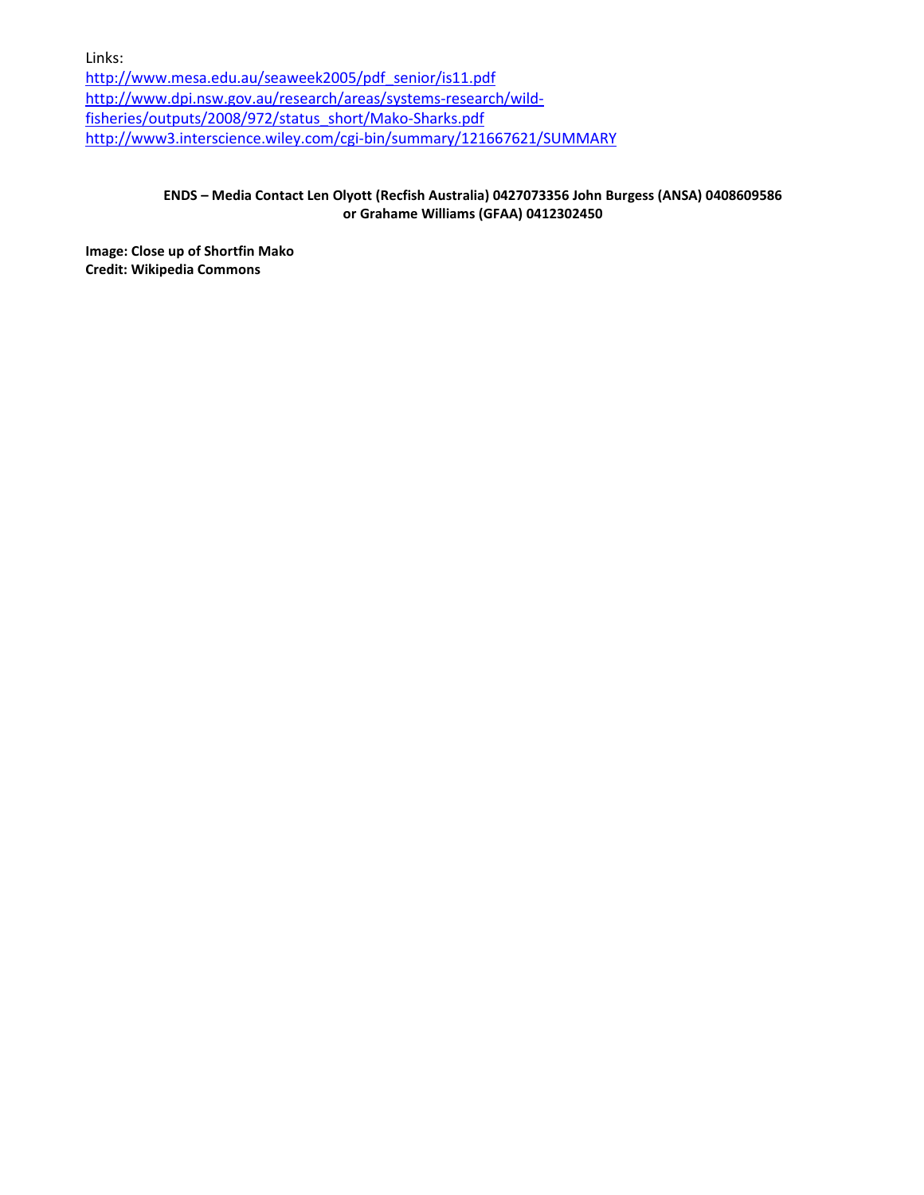Links:

http://www.mesa.edu.au/seaweek2005/pdf_senior/is11.pdf
http://www.dpi.nsw.gov.au/research/areas/systems-research/wild-fisheries/outputs/2008/972/status_short/Mako-Sharks.pdf
http://www3.interscience.wiley.com/cgi-bin/summary/121667621/SUMMARY

**ENDS – Media Contact Len Olyott (Recfish Australia) 0427073356 John Burgess (ANSA) 0408609586 or Grahame Williams (GFAA) 0412302450**

**Image: Close up of Shortfin Mako**
**Credit: Wikipedia Commons**